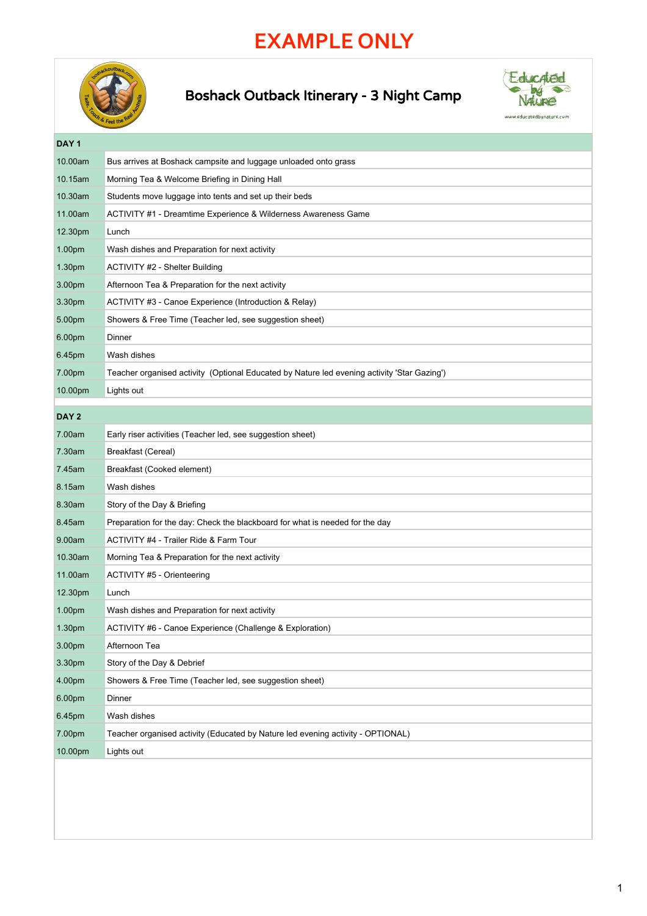# EXAMPLE ONLY

## Boshack Outback Itinerary - 3 Night Camp

| DAY 1 | |
|---|---|
| 10.00am | Bus arrives at Boshack campsite and luggage unloaded onto grass |
| 10.15am | Morning Tea & Welcome Briefing in Dining Hall |
| 10.30am | Students move luggage into tents and set up their beds |
| 11.00am | ACTIVITY #1 - Dreamtime Experience & Wilderness Awareness Game |
| 12.30pm | Lunch |
| 1.00pm | Wash dishes and Preparation for next activity |
| 1.30pm | ACTIVITY #2 - Shelter Building |
| 3.00pm | Afternoon Tea & Preparation for the next activity |
| 3.30pm | ACTIVITY #3 - Canoe Experience (Introduction & Relay) |
| 5.00pm | Showers & Free Time (Teacher led, see suggestion sheet) |
| 6.00pm | Dinner |
| 6.45pm | Wash dishes |
| 7.00pm | Teacher organised activity (Optional Educated by Nature led evening activity 'Star Gazing') |
| 10.00pm | Lights out |

| DAY 2 | |
|---|---|
| 7.00am | Early riser activities (Teacher led, see suggestion sheet) |
| 7.30am | Breakfast (Cereal) |
| 7.45am | Breakfast (Cooked element) |
| 8.15am | Wash dishes |
| 8.30am | Story of the Day & Briefing |
| 8.45am | Preparation for the day: Check the blackboard for what is needed for the day |
| 9.00am | ACTIVITY #4 - Trailer Ride & Farm Tour |
| 10.30am | Morning Tea & Preparation for the next activity |
| 11.00am | ACTIVITY #5 - Orienteering |
| 12.30pm | Lunch |
| 1.00pm | Wash dishes and Preparation for next activity |
| 1.30pm | ACTIVITY #6 - Canoe Experience (Challenge & Exploration) |
| 3.00pm | Afternoon Tea |
| 3.30pm | Story of the Day & Debrief |
| 4.00pm | Showers & Free Time (Teacher led, see suggestion sheet) |
| 6.00pm | Dinner |
| 6.45pm | Wash dishes |
| 7.00pm | Teacher organised activity (Educated by Nature led evening activity - OPTIONAL) |
| 10.00pm | Lights out |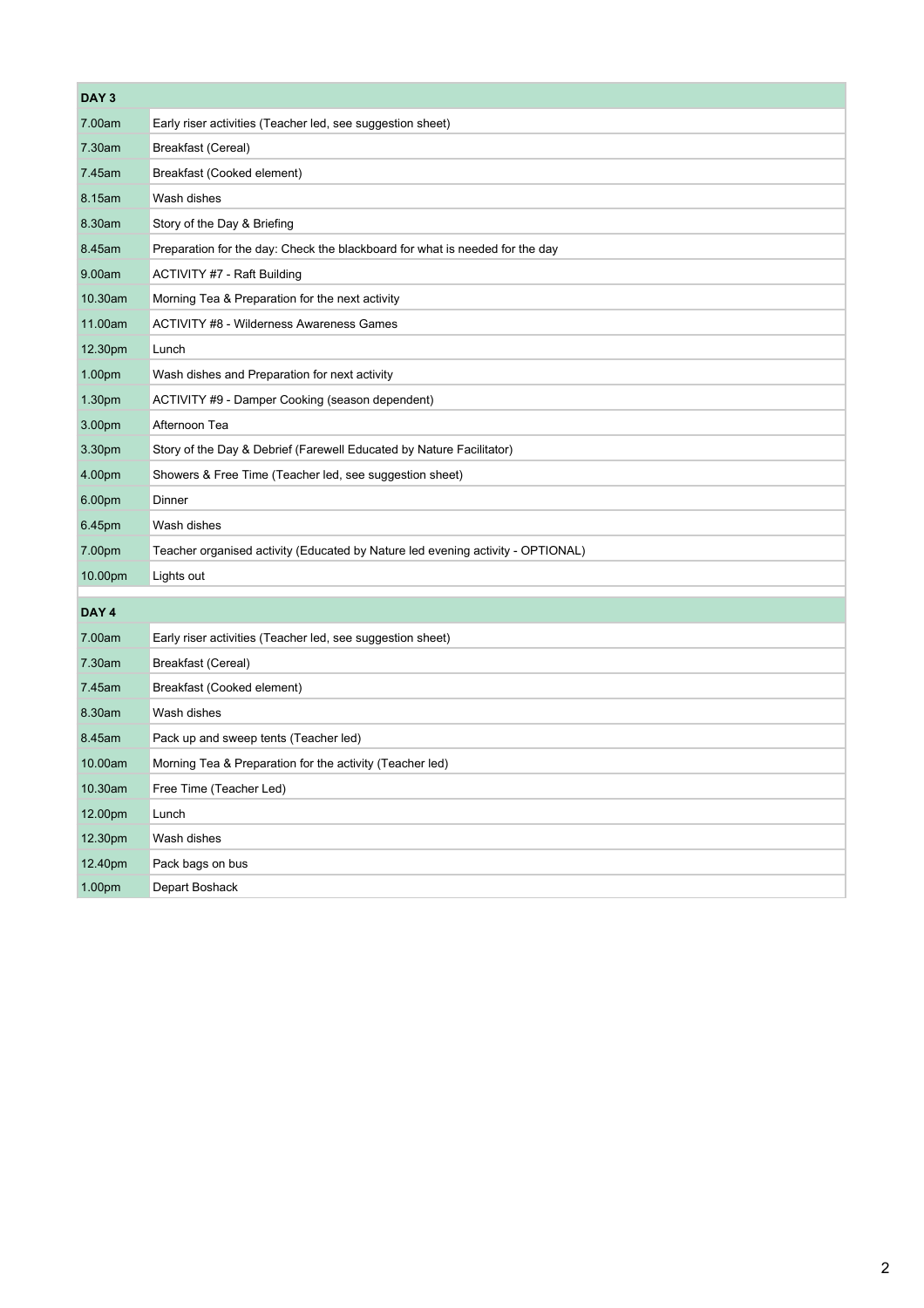| DAY 3 | |
|---|---|
| 7.00am | Early riser activities (Teacher led, see suggestion sheet) |
| 7.30am | Breakfast (Cereal) |
| 7.45am | Breakfast (Cooked element) |
| 8.15am | Wash dishes |
| 8.30am | Story of the Day & Briefing |
| 8.45am | Preparation for the day: Check the blackboard for what is needed for the day |
| 9.00am | ACTIVITY #7 - Raft Building |
| 10.30am | Morning Tea & Preparation for the next activity |
| 11.00am | ACTIVITY #8 - Wilderness Awareness Games |
| 12.30pm | Lunch |
| 1.00pm | Wash dishes and Preparation for next activity |
| 1.30pm | ACTIVITY #9 - Damper Cooking (season dependent) |
| 3.00pm | Afternoon Tea |
| 3.30pm | Story of the Day & Debrief (Farewell Educated by Nature Facilitator) |
| 4.00pm | Showers & Free Time (Teacher led, see suggestion sheet) |
| 6.00pm | Dinner |
| 6.45pm | Wash dishes |
| 7.00pm | Teacher organised activity (Educated by Nature led evening activity - OPTIONAL) |
| 10.00pm | Lights out |

| DAY 4 | |
|---|---|
| 7.00am | Early riser activities (Teacher led, see suggestion sheet) |
| 7.30am | Breakfast (Cereal) |
| 7.45am | Breakfast (Cooked element) |
| 8.30am | Wash dishes |
| 8.45am | Pack up and sweep tents (Teacher led) |
| 10.00am | Morning Tea & Preparation for the activity (Teacher led) |
| 10.30am | Free Time (Teacher Led) |
| 12.00pm | Lunch |
| 12.30pm | Wash dishes |
| 12.40pm | Pack bags on bus |
| 1.00pm | Depart Boshack |